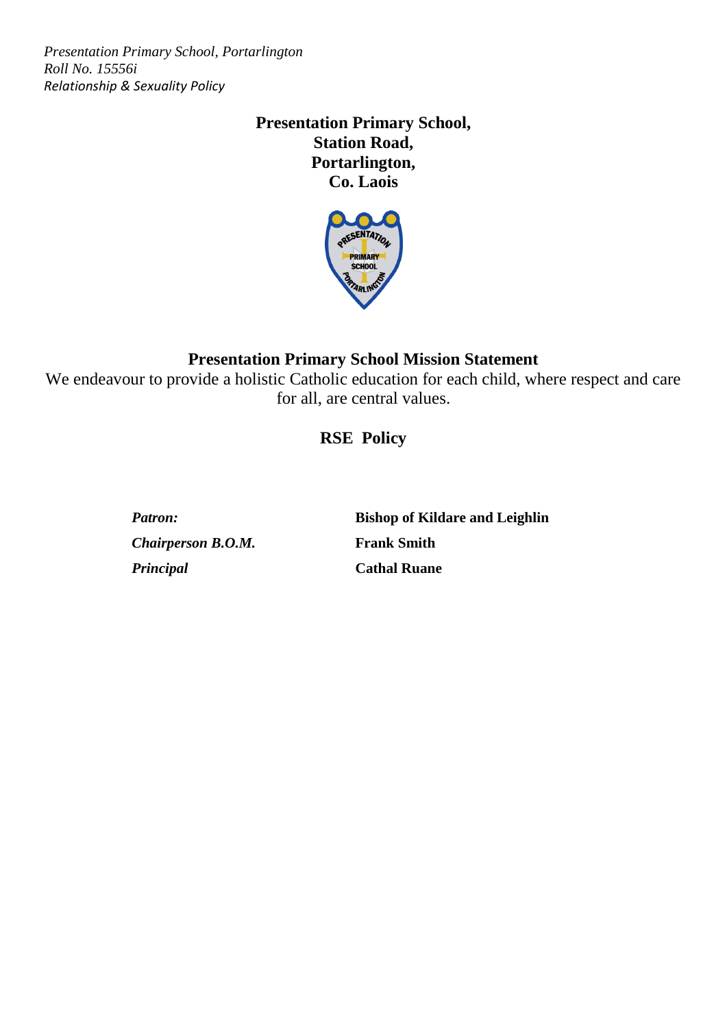*Presentation Primary School, Portarlington*
*Roll No. 15556i*
*Relationship & Sexuality Policy*

**Presentation Primary School,**
**Station Road,**
**Portarlington,**
**Co. Laois**

## Presentation Primary School Mission Statement

We endeavour to provide a holistic Catholic education for each child, where respect and care for all, are central values.

## RSE Policy

| | |
|---|---|
| ***Patron:*** | **Bishop of Kildare and Leighlin** |
| ***Chairperson B.O.M.*** | **Frank Smith** |
| ***Principal*** | **Cathal Ruane** |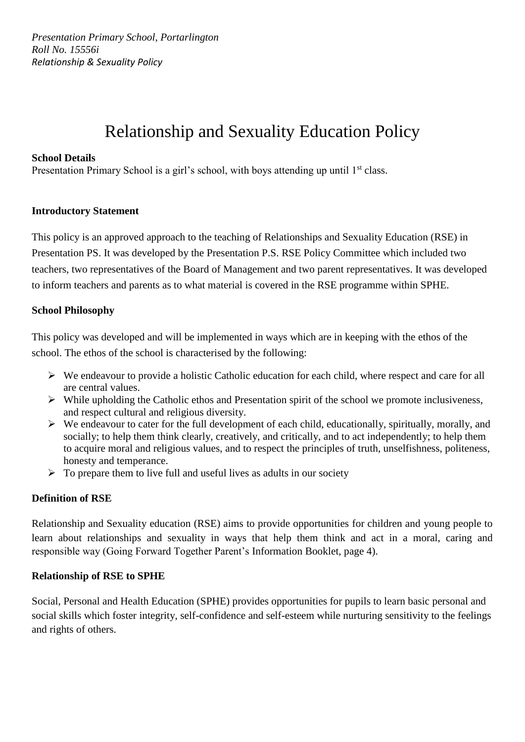*Presentation Primary School, Portarlington*
*Roll No. 15556i*
*Relationship & Sexuality Policy*

# Relationship and Sexuality Education Policy

**School Details**

Presentation Primary School is a girl's school, with boys attending up until 1st class.

**Introductory Statement**

This policy is an approved approach to the teaching of Relationships and Sexuality Education (RSE) in Presentation PS. It was developed by the Presentation P.S. RSE Policy Committee which included two teachers, two representatives of the Board of Management and two parent representatives. It was developed to inform teachers and parents as to what material is covered in the RSE programme within SPHE.

**School Philosophy**

This policy was developed and will be implemented in ways which are in keeping with the ethos of the school. The ethos of the school is characterised by the following:

- We endeavour to provide a holistic Catholic education for each child, where respect and care for all are central values.
- While upholding the Catholic ethos and Presentation spirit of the school we promote inclusiveness, and respect cultural and religious diversity.
- We endeavour to cater for the full development of each child, educationally, spiritually, morally, and socially; to help them think clearly, creatively, and critically, and to act independently; to help them to acquire moral and religious values, and to respect the principles of truth, unselfishness, politeness, honesty and temperance.
- To prepare them to live full and useful lives as adults in our society

**Definition of RSE**

Relationship and Sexuality education (RSE) aims to provide opportunities for children and young people to learn about relationships and sexuality in ways that help them think and act in a moral, caring and responsible way (Going Forward Together Parent's Information Booklet, page 4).

**Relationship of RSE to SPHE**

Social, Personal and Health Education (SPHE) provides opportunities for pupils to learn basic personal and social skills which foster integrity, self-confidence and self-esteem while nurturing sensitivity to the feelings and rights of others.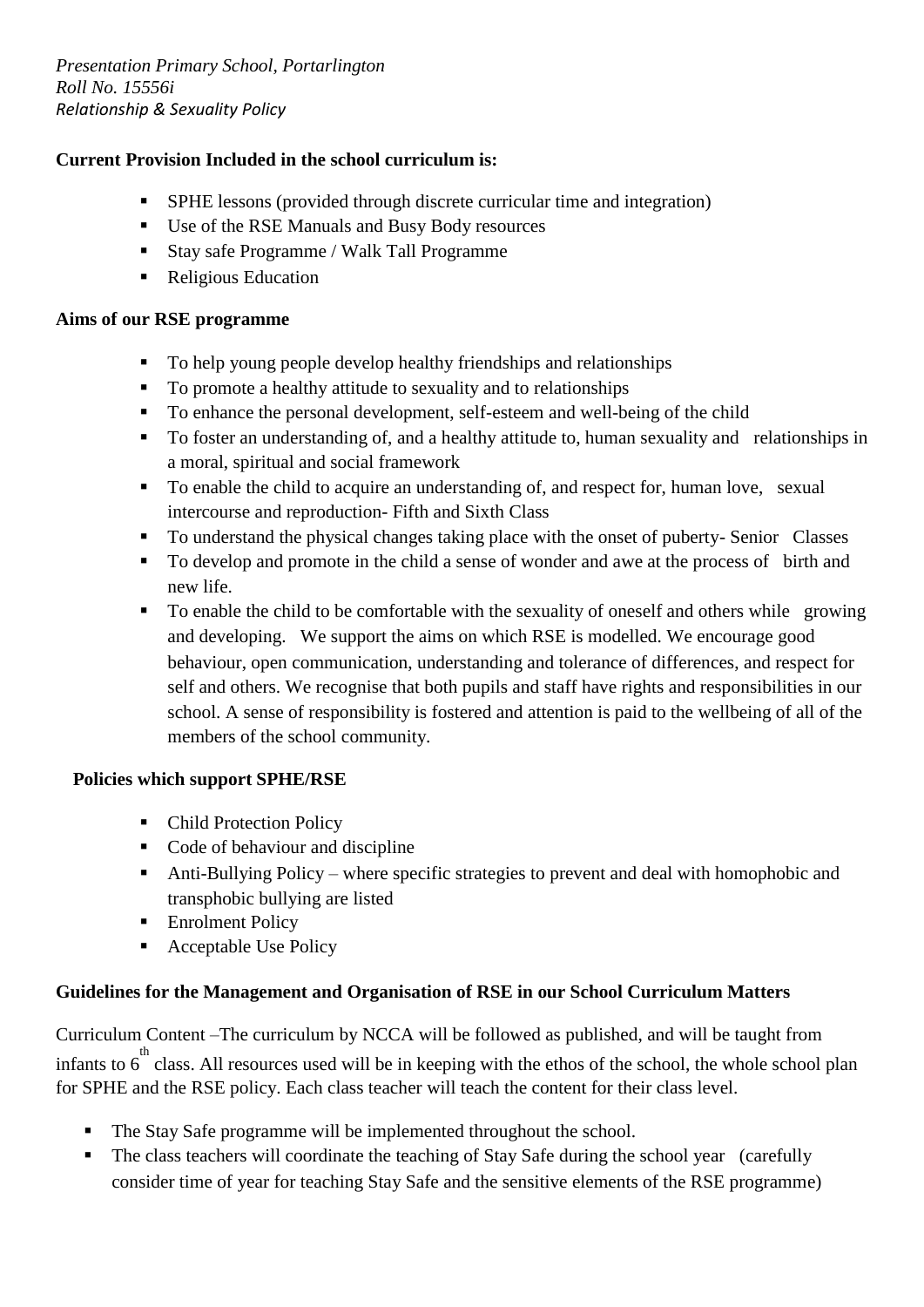**Current Provision Included in the school curriculum is:**

- SPHE lessons (provided through discrete curricular time and integration)
- Use of the RSE Manuals and Busy Body resources
- Stay safe Programme / Walk Tall Programme
- Religious Education

**Aims of our RSE programme**

- To help young people develop healthy friendships and relationships
- To promote a healthy attitude to sexuality and to relationships
- To enhance the personal development, self-esteem and well-being of the child
- To foster an understanding of, and a healthy attitude to, human sexuality and relationships in a moral, spiritual and social framework
- To enable the child to acquire an understanding of, and respect for, human love, sexual intercourse and reproduction- Fifth and Sixth Class
- To understand the physical changes taking place with the onset of puberty- Senior Classes
- To develop and promote in the child a sense of wonder and awe at the process of birth and new life.
- To enable the child to be comfortable with the sexuality of oneself and others while growing and developing. We support the aims on which RSE is modelled. We encourage good behaviour, open communication, understanding and tolerance of differences, and respect for self and others. We recognise that both pupils and staff have rights and responsibilities in our school. A sense of responsibility is fostered and attention is paid to the wellbeing of all of the members of the school community.

**Policies which support SPHE/RSE**

- Child Protection Policy
- Code of behaviour and discipline
- Anti-Bullying Policy – where specific strategies to prevent and deal with homophobic and transphobic bullying are listed
- Enrolment Policy
- Acceptable Use Policy

**Guidelines for the Management and Organisation of RSE in our School Curriculum Matters**

Curriculum Content –The curriculum by NCCA will be followed as published, and will be taught from infants to 6th class. All resources used will be in keeping with the ethos of the school, the whole school plan for SPHE and the RSE policy. Each class teacher will teach the content for their class level.

- The Stay Safe programme will be implemented throughout the school.
- The class teachers will coordinate the teaching of Stay Safe during the school year (carefully consider time of year for teaching Stay Safe and the sensitive elements of the RSE programme)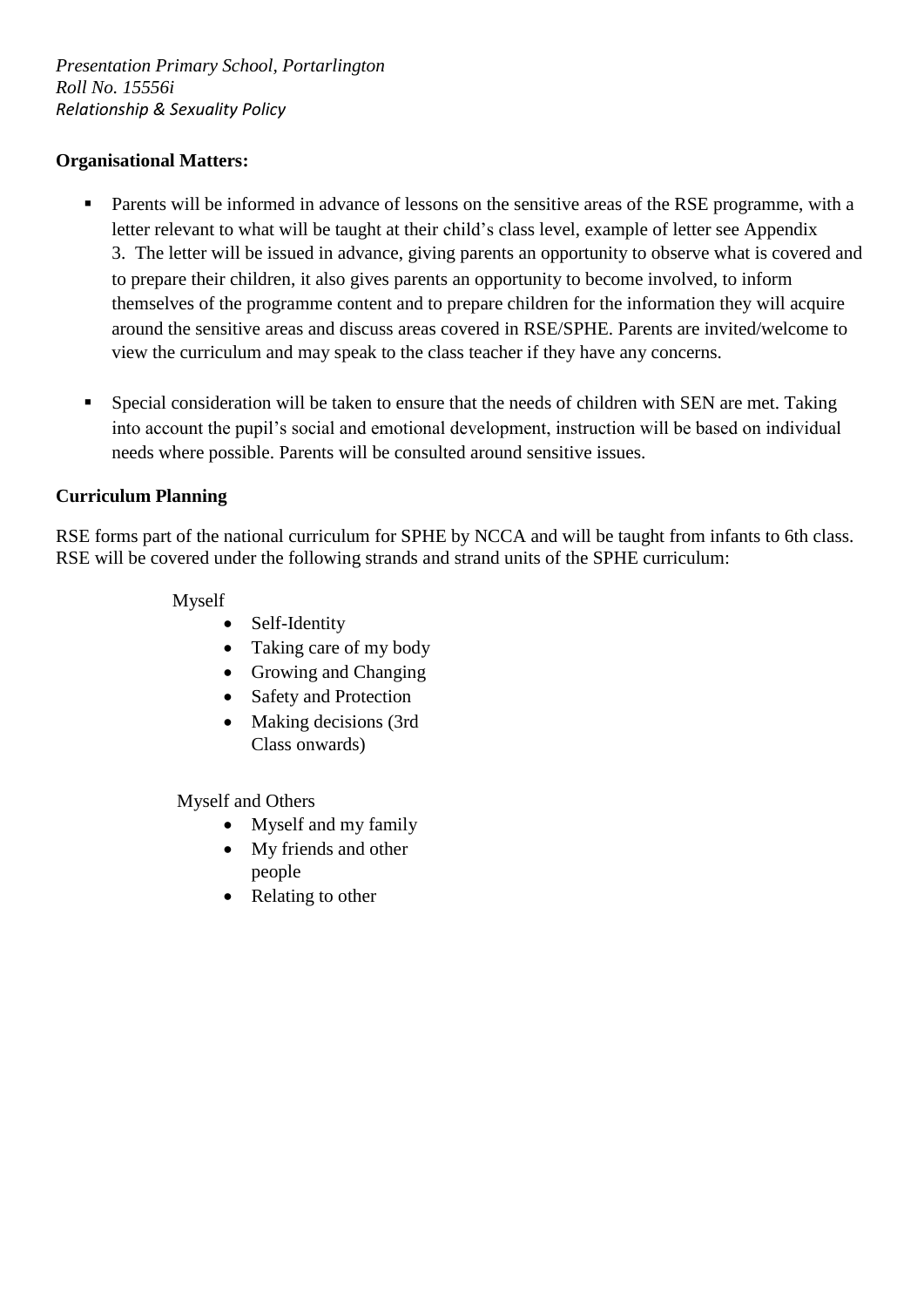**Organisational Matters:**

- Parents will be informed in advance of lessons on the sensitive areas of the RSE programme, with a letter relevant to what will be taught at their child's class level, example of letter see Appendix 3. The letter will be issued in advance, giving parents an opportunity to observe what is covered and to prepare their children, it also gives parents an opportunity to become involved, to inform themselves of the programme content and to prepare children for the information they will acquire around the sensitive areas and discuss areas covered in RSE/SPHE. Parents are invited/welcome to view the curriculum and may speak to the class teacher if they have any concerns.

- Special consideration will be taken to ensure that the needs of children with SEN are met. Taking into account the pupil's social and emotional development, instruction will be based on individual needs where possible. Parents will be consulted around sensitive issues.

**Curriculum Planning**

RSE forms part of the national curriculum for SPHE by NCCA and will be taught from infants to 6th class. RSE will be covered under the following strands and strand units of the SPHE curriculum:

Myself

- Self-Identity
- Taking care of my body
- Growing and Changing
- Safety and Protection
- Making decisions (3rd Class onwards)

Myself and Others

- Myself and my family
- My friends and other people
- Relating to other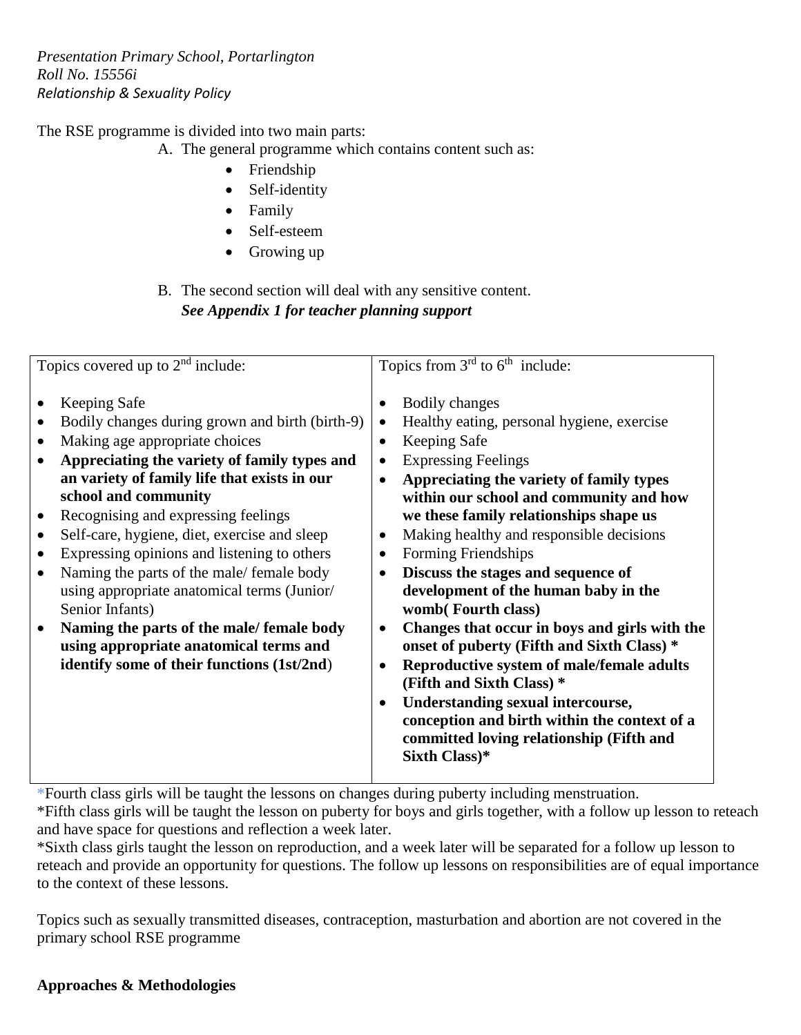*Presentation Primary School, Portarlington*
*Roll No. 15556i*
*Relationship & Sexuality Policy*

The RSE programme is divided into two main parts:

A. The general programme which contains content such as:
   - Friendship
   - Self-identity
   - Family
   - Self-esteem
   - Growing up

B. The second section will deal with any sensitive content.
   ***See Appendix 1 for teacher planning support***

| Topics covered up to 2nd include: | Topics from 3rd to 6th include: |
|---|---|
| • Keeping Safe<br>• Bodily changes during grown and birth (birth-9)<br>• Making age appropriate choices<br>• **Appreciating the variety of family types and an variety of family life that exists in our school and community**<br>• Recognising and expressing feelings<br>• Self-care, hygiene, diet, exercise and sleep<br>• Expressing opinions and listening to others<br>• Naming the parts of the male/ female body using appropriate anatomical terms (Junior/ Senior Infants)<br>• **Naming the parts of the male/ female body using appropriate anatomical terms and identify some of their functions (1st/2nd)** | • Bodily changes<br>• Healthy eating, personal hygiene, exercise<br>• Keeping Safe<br>• Expressing Feelings<br>• **Appreciating the variety of family types within our school and community and how we these family relationships shape us**<br>• Making healthy and responsible decisions<br>• Forming Friendships<br>• **Discuss the stages and sequence of development of the human baby in the womb( Fourth class)**<br>• **Changes that occur in boys and girls with the onset of puberty (Fifth and Sixth Class) ***<br>• **Reproductive system of male/female adults (Fifth and Sixth Class) ***<br>• **Understanding sexual intercourse, conception and birth within the context of a committed loving relationship (Fifth and Sixth Class)*** |

*Fourth class girls will be taught the lessons on changes during puberty including menstruation.

*Fifth class girls will be taught the lesson on puberty for boys and girls together, with a follow up lesson to reteach and have space for questions and reflection a week later.

*Sixth class girls taught the lesson on reproduction, and a week later will be separated for a follow up lesson to reteach and provide an opportunity for questions. The follow up lessons on responsibilities are of equal importance to the context of these lessons.

Topics such as sexually transmitted diseases, contraception, masturbation and abortion are not covered in the primary school RSE programme

**Approaches & Methodologies**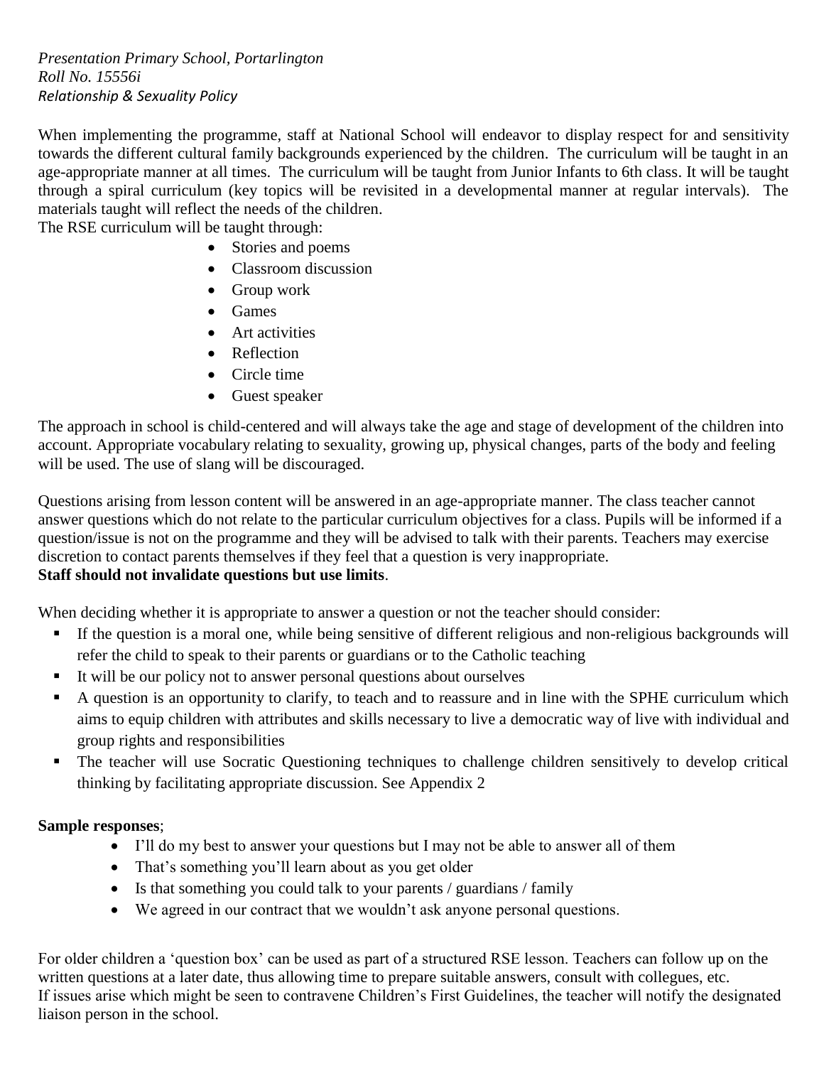*Presentation Primary School, Portarlington*
*Roll No. 15556i*
*Relationship & Sexuality Policy*

When implementing the programme, staff at National School will endeavor to display respect for and sensitivity towards the different cultural family backgrounds experienced by the children. The curriculum will be taught in an age-appropriate manner at all times. The curriculum will be taught from Junior Infants to 6th class. It will be taught through a spiral curriculum (key topics will be revisited in a developmental manner at regular intervals). The materials taught will reflect the needs of the children.
The RSE curriculum will be taught through:

- Stories and poems
- Classroom discussion
- Group work
- Games
- Art activities
- Reflection
- Circle time
- Guest speaker

The approach in school is child-centered and will always take the age and stage of development of the children into account. Appropriate vocabulary relating to sexuality, growing up, physical changes, parts of the body and feeling will be used. The use of slang will be discouraged.

Questions arising from lesson content will be answered in an age-appropriate manner. The class teacher cannot answer questions which do not relate to the particular curriculum objectives for a class. Pupils will be informed if a question/issue is not on the programme and they will be advised to talk with their parents. Teachers may exercise discretion to contact parents themselves if they feel that a question is very inappropriate.
**Staff should not invalidate questions but use limits**.

When deciding whether it is appropriate to answer a question or not the teacher should consider:

- If the question is a moral one, while being sensitive of different religious and non-religious backgrounds will refer the child to speak to their parents or guardians or to the Catholic teaching
- It will be our policy not to answer personal questions about ourselves
- A question is an opportunity to clarify, to teach and to reassure and in line with the SPHE curriculum which aims to equip children with attributes and skills necessary to live a democratic way of live with individual and group rights and responsibilities
- The teacher will use Socratic Questioning techniques to challenge children sensitively to develop critical thinking by facilitating appropriate discussion. See Appendix 2

**Sample responses**;

- I'll do my best to answer your questions but I may not be able to answer all of them
- That's something you'll learn about as you get older
- Is that something you could talk to your parents / guardians / family
- We agreed in our contract that we wouldn't ask anyone personal questions.

For older children a 'question box' can be used as part of a structured RSE lesson. Teachers can follow up on the written questions at a later date, thus allowing time to prepare suitable answers, consult with collegues, etc.
If issues arise which might be seen to contravene Children's First Guidelines, the teacher will notify the designated liaison person in the school.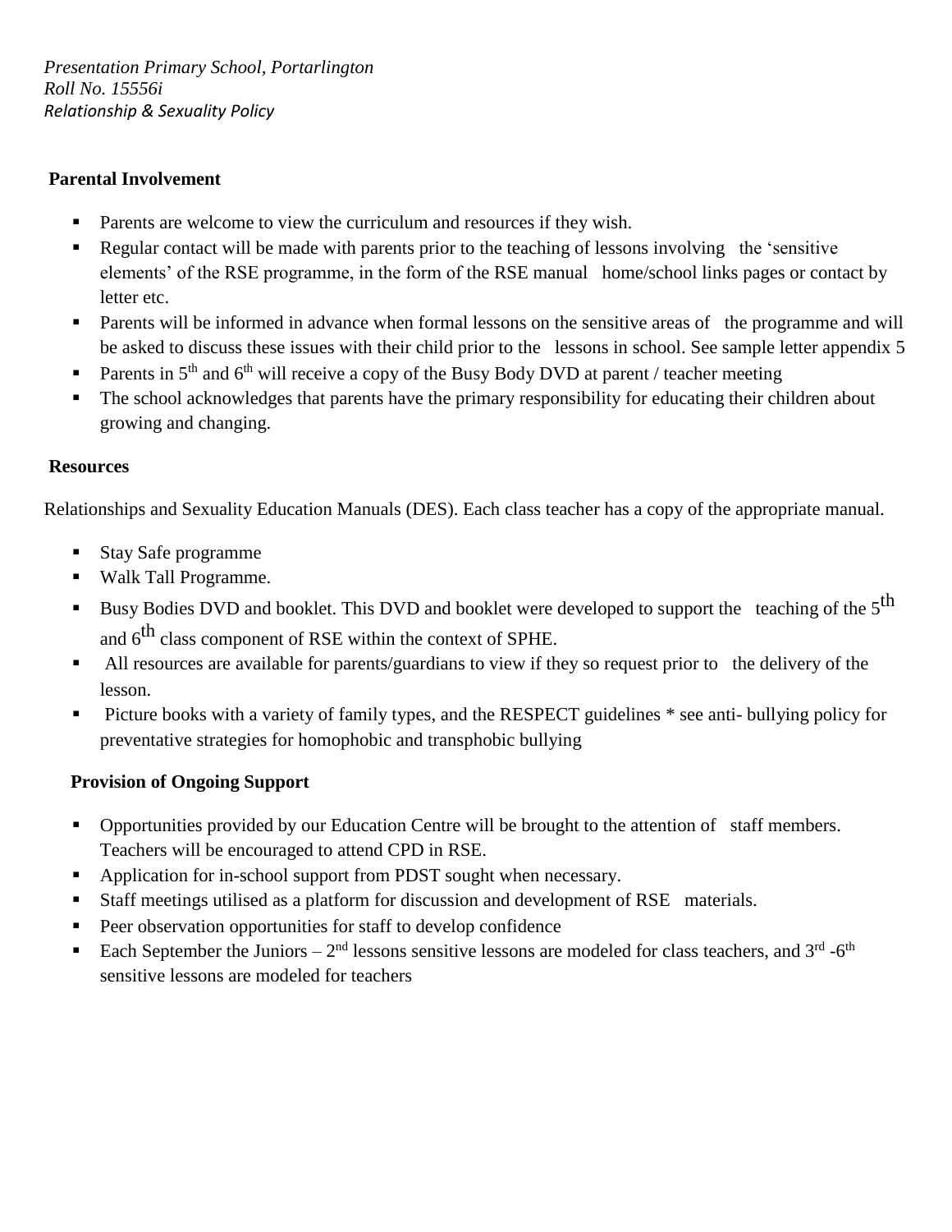*Presentation Primary School, Portarlington*
*Roll No. 15556i*
*Relationship & Sexuality Policy*

**Parental Involvement**

- Parents are welcome to view the curriculum and resources if they wish.
- Regular contact will be made with parents prior to the teaching of lessons involving the 'sensitive elements' of the RSE programme, in the form of the RSE manual home/school links pages or contact by letter etc.
- Parents will be informed in advance when formal lessons on the sensitive areas of the programme and will be asked to discuss these issues with their child prior to the lessons in school. See sample letter appendix 5
- Parents in 5th and 6th will receive a copy of the Busy Body DVD at parent / teacher meeting
- The school acknowledges that parents have the primary responsibility for educating their children about growing and changing.

**Resources**

Relationships and Sexuality Education Manuals (DES). Each class teacher has a copy of the appropriate manual.

- Stay Safe programme
- Walk Tall Programme.
- Busy Bodies DVD and booklet. This DVD and booklet were developed to support the teaching of the 5th and 6th class component of RSE within the context of SPHE.
- All resources are available for parents/guardians to view if they so request prior to the delivery of the lesson.
- Picture books with a variety of family types, and the RESPECT guidelines * see anti- bullying policy for preventative strategies for homophobic and transphobic bullying

**Provision of Ongoing Support**

- Opportunities provided by our Education Centre will be brought to the attention of staff members. Teachers will be encouraged to attend CPD in RSE.
- Application for in-school support from PDST sought when necessary.
- Staff meetings utilised as a platform for discussion and development of RSE materials.
- Peer observation opportunities for staff to develop confidence
- Each September the Juniors – 2nd lessons sensitive lessons are modeled for class teachers, and 3rd -6th sensitive lessons are modeled for teachers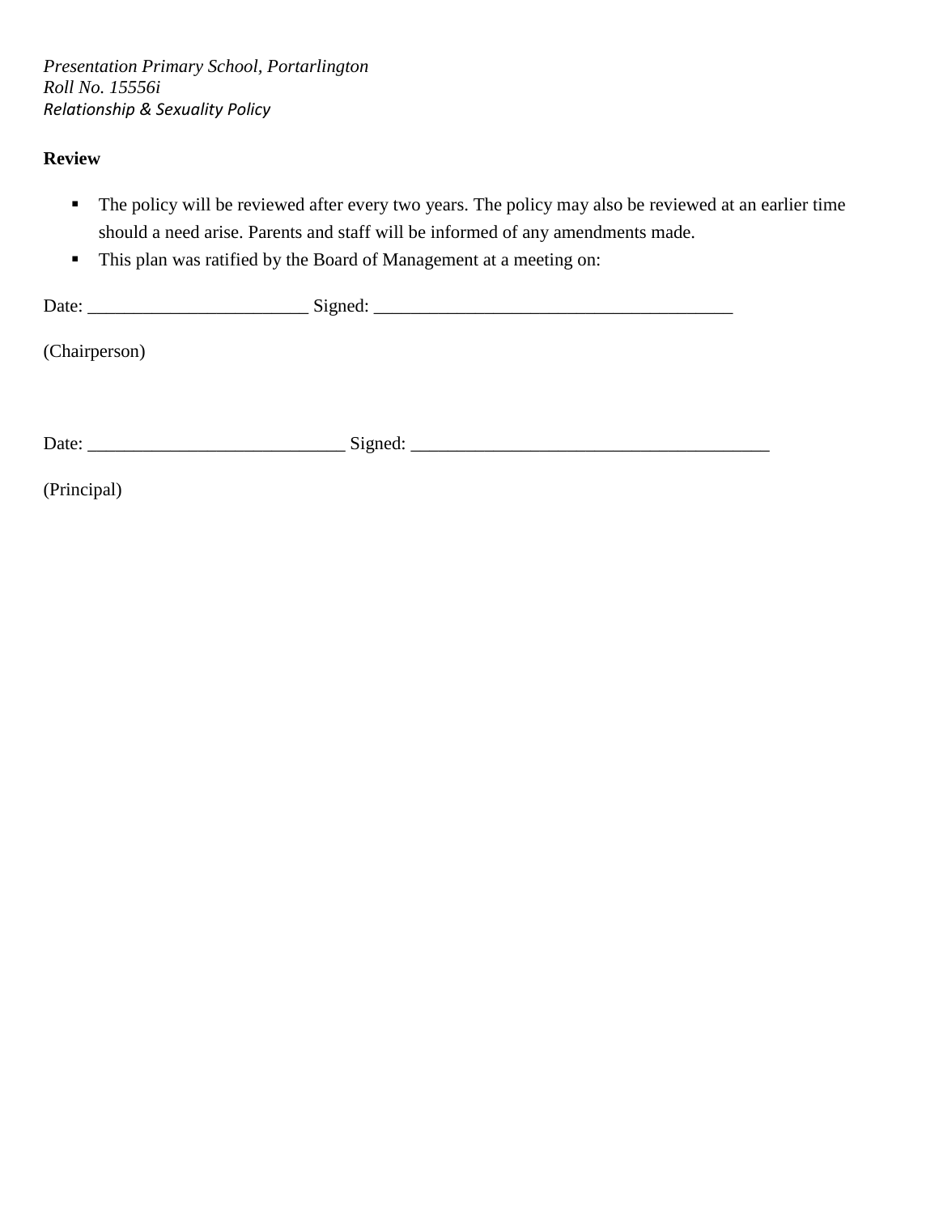**Review**

- The policy will be reviewed after every two years. The policy may also be reviewed at an earlier time should a need arise. Parents and staff will be informed of any amendments made.
- This plan was ratified by the Board of Management at a meeting on:

Date: ________________________ Signed: _______________________________________

(Chairperson)

Date: ____________________________ Signed: _______________________________________

(Principal)